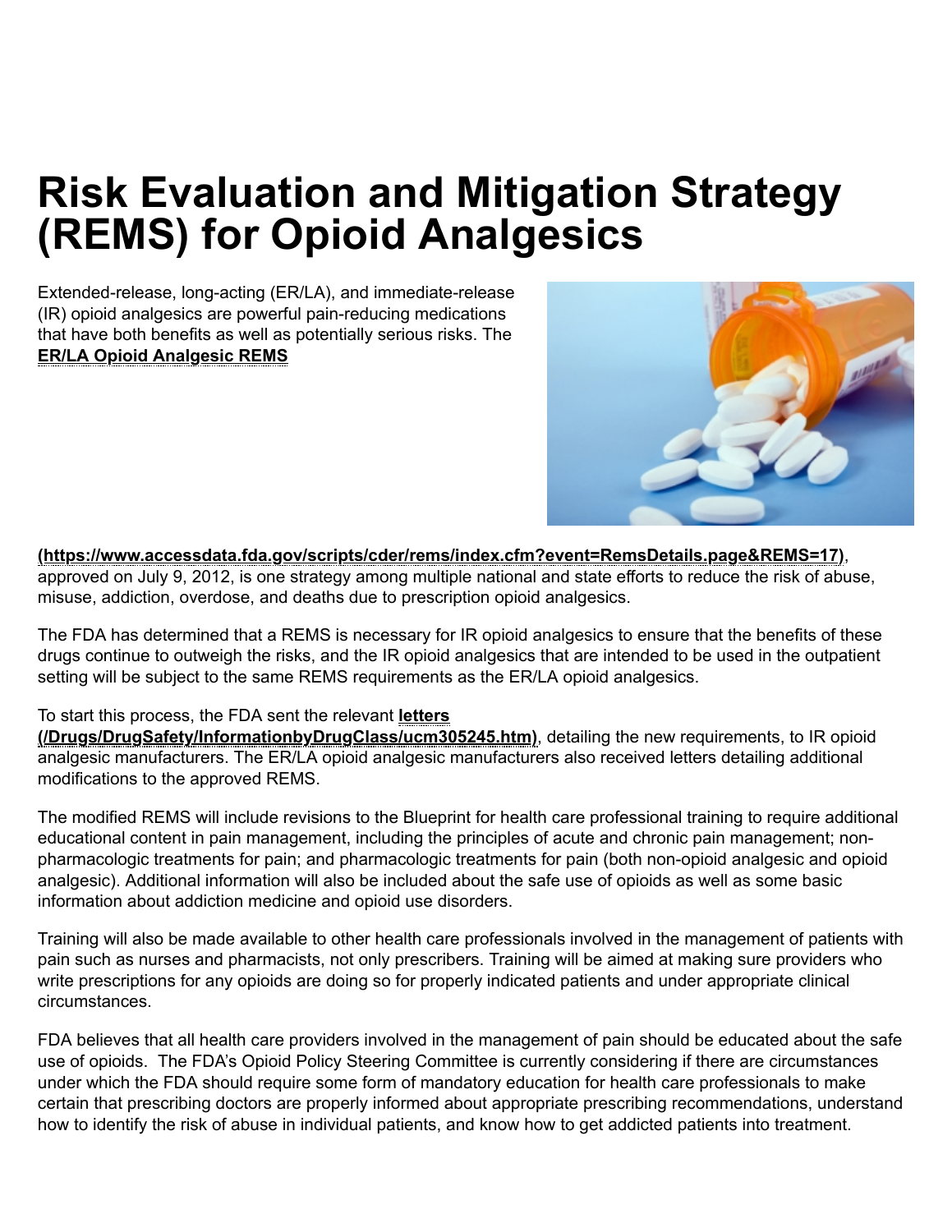# Risk Evaluation and Mitigation Strategy (REMS) for Opioid Analgesics

Extended-release, long-acting (ER/LA), and immediate-release (IR) opioid analgesics are powerful pain-reducing medications that have both benefits as well as potentially serious risks. The **ER/LA Opioid Analgesic REMS (https://www.accessdata.fda.gov/scripts/cder/rems/index.cfm?event=RemsDetails.page&REMS=17)**, approved on July 9, 2012, is one strategy among multiple national and state efforts to reduce the risk of abuse, misuse, addiction, overdose, and deaths due to prescription opioid analgesics.

The FDA has determined that a REMS is necessary for IR opioid analgesics to ensure that the benefits of these drugs continue to outweigh the risks, and the IR opioid analgesics that are intended to be used in the outpatient setting will be subject to the same REMS requirements as the ER/LA opioid analgesics.

To start this process, the FDA sent the relevant **letters (/Drugs/DrugSafety/InformationbyDrugClass/ucm305245.htm)**, detailing the new requirements, to IR opioid analgesic manufacturers. The ER/LA opioid analgesic manufacturers also received letters detailing additional modifications to the approved REMS.

The modified REMS will include revisions to the Blueprint for health care professional training to require additional educational content in pain management, including the principles of acute and chronic pain management; non-pharmacologic treatments for pain; and pharmacologic treatments for pain (both non-opioid analgesic and opioid analgesic). Additional information will also be included about the safe use of opioids as well as some basic information about addiction medicine and opioid use disorders.

Training will also be made available to other health care professionals involved in the management of patients with pain such as nurses and pharmacists, not only prescribers. Training will be aimed at making sure providers who write prescriptions for any opioids are doing so for properly indicated patients and under appropriate clinical circumstances.

FDA believes that all health care providers involved in the management of pain should be educated about the safe use of opioids. The FDA's Opioid Policy Steering Committee is currently considering if there are circumstances under which the FDA should require some form of mandatory education for health care professionals to make certain that prescribing doctors are properly informed about appropriate prescribing recommendations, understand how to identify the risk of abuse in individual patients, and know how to get addicted patients into treatment.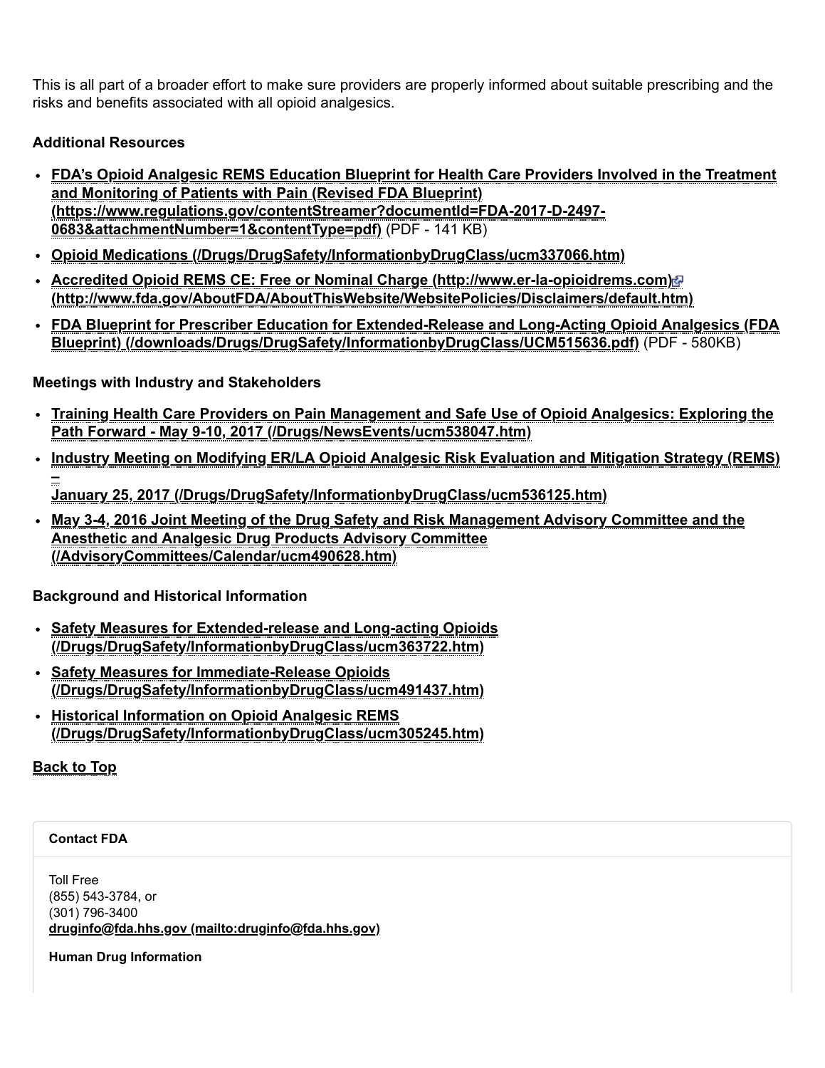This is all part of a broader effort to make sure providers are properly informed about suitable prescribing and the risks and benefits associated with all opioid analgesics.

### Additional Resources

- **FDA's Opioid Analgesic REMS Education Blueprint for Health Care Providers Involved in the Treatment and Monitoring of Patients with Pain (Revised FDA Blueprint) (https://www.regulations.gov/contentStreamer?documentId=FDA-2017-D-2497-0683&attachmentNumber=1&contentType=pdf)** (PDF - 141 KB)
- **Opioid Medications (/Drugs/DrugSafety/InformationbyDrugClass/ucm337066.htm)**
- **Accredited Opioid REMS CE: Free or Nominal Charge (http://www.er-la-opioidrems.com) (http://www.fda.gov/AboutFDA/AboutThisWebsite/WebsitePolicies/Disclaimers/default.htm)**
- **FDA Blueprint for Prescriber Education for Extended-Release and Long-Acting Opioid Analgesics (FDA Blueprint) (/downloads/Drugs/DrugSafety/InformationbyDrugClass/UCM515636.pdf)** (PDF - 580KB)

### Meetings with Industry and Stakeholders

- **Training Health Care Providers on Pain Management and Safe Use of Opioid Analgesics: Exploring the Path Forward - May 9-10, 2017 (/Drugs/NewsEvents/ucm538047.htm)**
- **Industry Meeting on Modifying ER/LA Opioid Analgesic Risk Evaluation and Mitigation Strategy (REMS) – January 25, 2017 (/Drugs/DrugSafety/InformationbyDrugClass/ucm536125.htm)**
- **May 3-4, 2016 Joint Meeting of the Drug Safety and Risk Management Advisory Committee and the Anesthetic and Analgesic Drug Products Advisory Committee (/AdvisoryCommittees/Calendar/ucm490628.htm)**

### Background and Historical Information

- **Safety Measures for Extended-release and Long-acting Opioids (/Drugs/DrugSafety/InformationbyDrugClass/ucm363722.htm)**
- **Safety Measures for Immediate-Release Opioids (/Drugs/DrugSafety/InformationbyDrugClass/ucm491437.htm)**
- **Historical Information on Opioid Analgesic REMS (/Drugs/DrugSafety/InformationbyDrugClass/ucm305245.htm)**

**Back to Top**

**Contact FDA**

Toll Free
(855) 543-3784, or
(301) 796-3400
**druginfo@fda.hhs.gov (mailto:druginfo@fda.hhs.gov)**

**Human Drug Information**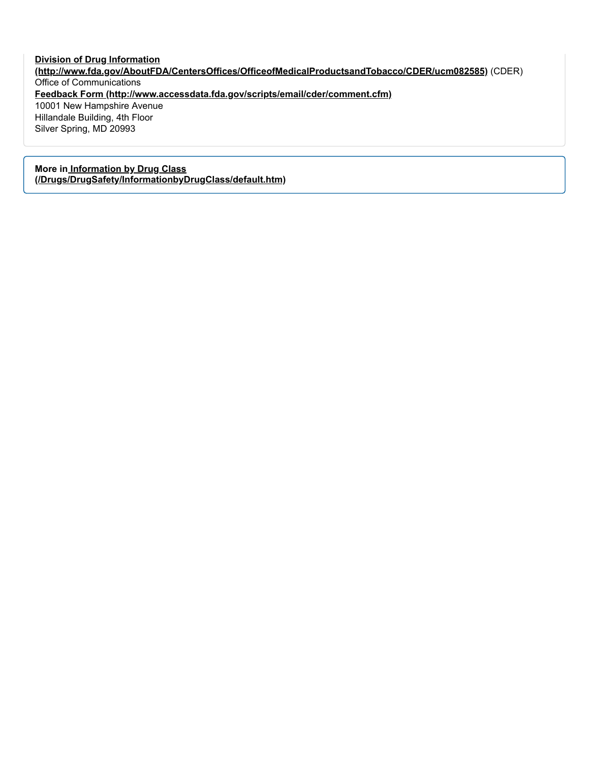**Division of Drug Information (http://www.fda.gov/AboutFDA/CentersOffices/OfficeofMedicalProductsandTobacco/CDER/ucm082585)** (CDER)
Office of Communications
**Feedback Form (http://www.accessdata.fda.gov/scripts/email/cder/comment.cfm)**
10001 New Hampshire Avenue
Hillandale Building, 4th Floor
Silver Spring, MD 20993

**More in Information by Drug Class (/Drugs/DrugSafety/InformationbyDrugClass/default.htm)**